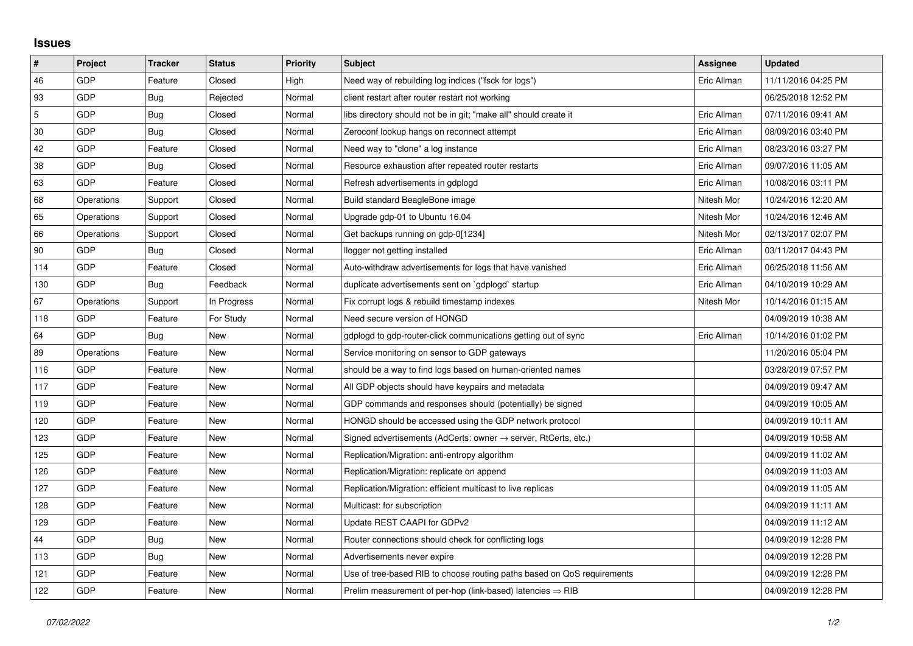## Issues

| # | Project | Tracker | Status | Priority | Subject | Assignee | Updated |
|---|---|---|---|---|---|---|---|
| 46 | GDP | Feature | Closed | High | Need way of rebuilding log indices ("fsck for logs") | Eric Allman | 11/11/2016 04:25 PM |
| 93 | GDP | Bug | Rejected | Normal | client restart after router restart not working | | 06/25/2018 12:52 PM |
| 5 | GDP | Bug | Closed | Normal | libs directory should not be in git; "make all" should create it | Eric Allman | 07/11/2016 09:41 AM |
| 30 | GDP | Bug | Closed | Normal | Zeroconf lookup hangs on reconnect attempt | Eric Allman | 08/09/2016 03:40 PM |
| 42 | GDP | Feature | Closed | Normal | Need way to "clone" a log instance | Eric Allman | 08/23/2016 03:27 PM |
| 38 | GDP | Bug | Closed | Normal | Resource exhaustion after repeated router restarts | Eric Allman | 09/07/2016 11:05 AM |
| 63 | GDP | Feature | Closed | Normal | Refresh advertisements in gdplogd | Eric Allman | 10/08/2016 03:11 PM |
| 68 | Operations | Support | Closed | Normal | Build standard BeagleBone image | Nitesh Mor | 10/24/2016 12:20 AM |
| 65 | Operations | Support | Closed | Normal | Upgrade gdp-01 to Ubuntu 16.04 | Nitesh Mor | 10/24/2016 12:46 AM |
| 66 | Operations | Support | Closed | Normal | Get backups running on gdp-0[1234] | Nitesh Mor | 02/13/2017 02:07 PM |
| 90 | GDP | Bug | Closed | Normal | llogger not getting installed | Eric Allman | 03/11/2017 04:43 PM |
| 114 | GDP | Feature | Closed | Normal | Auto-withdraw advertisements for logs that have vanished | Eric Allman | 06/25/2018 11:56 AM |
| 130 | GDP | Bug | Feedback | Normal | duplicate advertisements sent on `gdplogd` startup | Eric Allman | 04/10/2019 10:29 AM |
| 67 | Operations | Support | In Progress | Normal | Fix corrupt logs & rebuild timestamp indexes | Nitesh Mor | 10/14/2016 01:15 AM |
| 118 | GDP | Feature | For Study | Normal | Need secure version of HONGD | | 04/09/2019 10:38 AM |
| 64 | GDP | Bug | New | Normal | gdplogd to gdp-router-click communications getting out of sync | Eric Allman | 10/14/2016 01:02 PM |
| 89 | Operations | Feature | New | Normal | Service monitoring on sensor to GDP gateways | | 11/20/2016 05:04 PM |
| 116 | GDP | Feature | New | Normal | should be a way to find logs based on human-oriented names | | 03/28/2019 07:57 PM |
| 117 | GDP | Feature | New | Normal | All GDP objects should have keypairs and metadata | | 04/09/2019 09:47 AM |
| 119 | GDP | Feature | New | Normal | GDP commands and responses should (potentially) be signed | | 04/09/2019 10:05 AM |
| 120 | GDP | Feature | New | Normal | HONGD should be accessed using the GDP network protocol | | 04/09/2019 10:11 AM |
| 123 | GDP | Feature | New | Normal | Signed advertisements (AdCerts: owner → server, RtCerts, etc.) | | 04/09/2019 10:58 AM |
| 125 | GDP | Feature | New | Normal | Replication/Migration: anti-entropy algorithm | | 04/09/2019 11:02 AM |
| 126 | GDP | Feature | New | Normal | Replication/Migration: replicate on append | | 04/09/2019 11:03 AM |
| 127 | GDP | Feature | New | Normal | Replication/Migration: efficient multicast to live replicas | | 04/09/2019 11:05 AM |
| 128 | GDP | Feature | New | Normal | Multicast: for subscription | | 04/09/2019 11:11 AM |
| 129 | GDP | Feature | New | Normal | Update REST CAAPI for GDPv2 | | 04/09/2019 11:12 AM |
| 44 | GDP | Bug | New | Normal | Router connections should check for conflicting logs | | 04/09/2019 12:28 PM |
| 113 | GDP | Bug | New | Normal | Advertisements never expire | | 04/09/2019 12:28 PM |
| 121 | GDP | Feature | New | Normal | Use of tree-based RIB to choose routing paths based on QoS requirements | | 04/09/2019 12:28 PM |
| 122 | GDP | Feature | New | Normal | Prelim measurement of per-hop (link-based) latencies ⇒ RIB | | 04/09/2019 12:28 PM |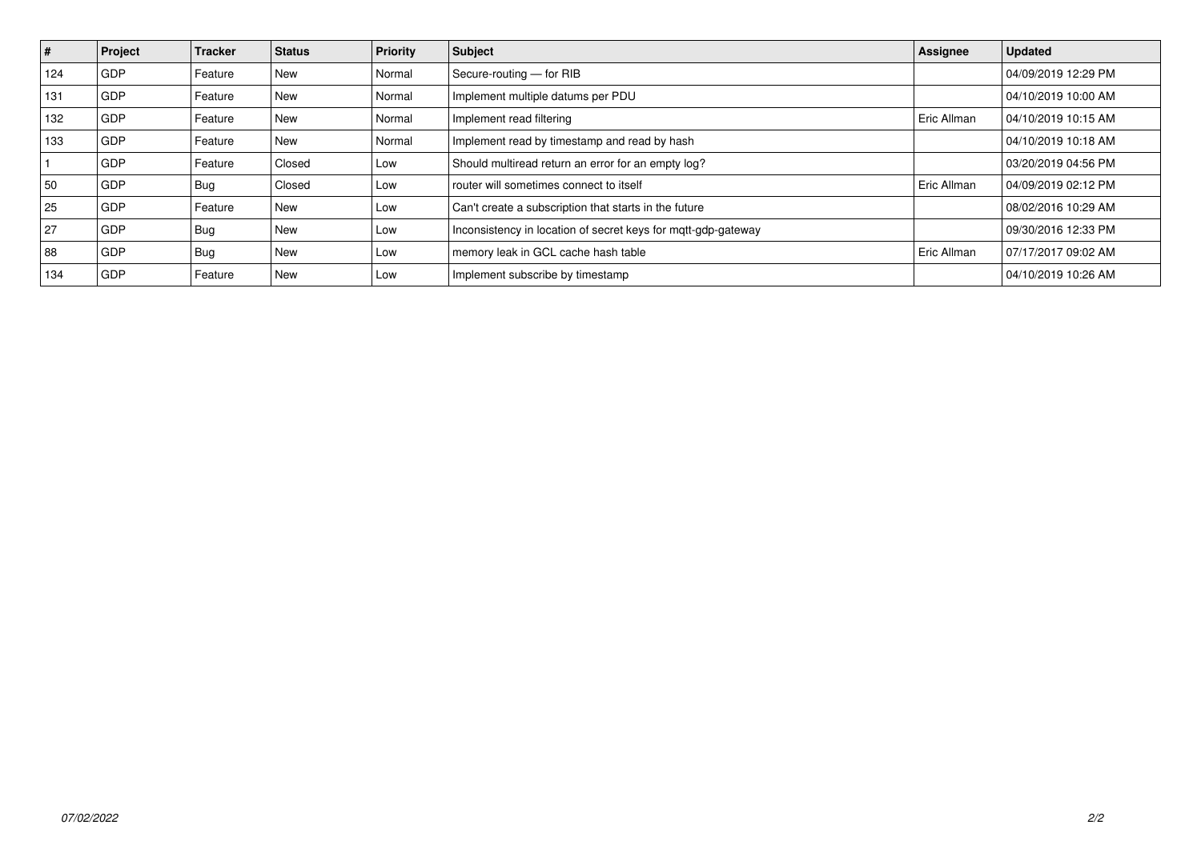| # | Project | Tracker | Status | Priority | Subject | Assignee | Updated |
|---|---|---|---|---|---|---|---|
| 124 | GDP | Feature | New | Normal | Secure-routing — for RIB | | 04/09/2019 12:29 PM |
| 131 | GDP | Feature | New | Normal | Implement multiple datums per PDU | | 04/10/2019 10:00 AM |
| 132 | GDP | Feature | New | Normal | Implement read filtering | Eric Allman | 04/10/2019 10:15 AM |
| 133 | GDP | Feature | New | Normal | Implement read by timestamp and read by hash | | 04/10/2019 10:18 AM |
| 1 | GDP | Feature | Closed | Low | Should multiread return an error for an empty log? | | 03/20/2019 04:56 PM |
| 50 | GDP | Bug | Closed | Low | router will sometimes connect to itself | Eric Allman | 04/09/2019 02:12 PM |
| 25 | GDP | Feature | New | Low | Can't create a subscription that starts in the future | | 08/02/2016 10:29 AM |
| 27 | GDP | Bug | New | Low | Inconsistency in location of secret keys for mqtt-gdp-gateway | | 09/30/2016 12:33 PM |
| 88 | GDP | Bug | New | Low | memory leak in GCL cache hash table | Eric Allman | 07/17/2017 09:02 AM |
| 134 | GDP | Feature | New | Low | Implement subscribe by timestamp | | 04/10/2019 10:26 AM |